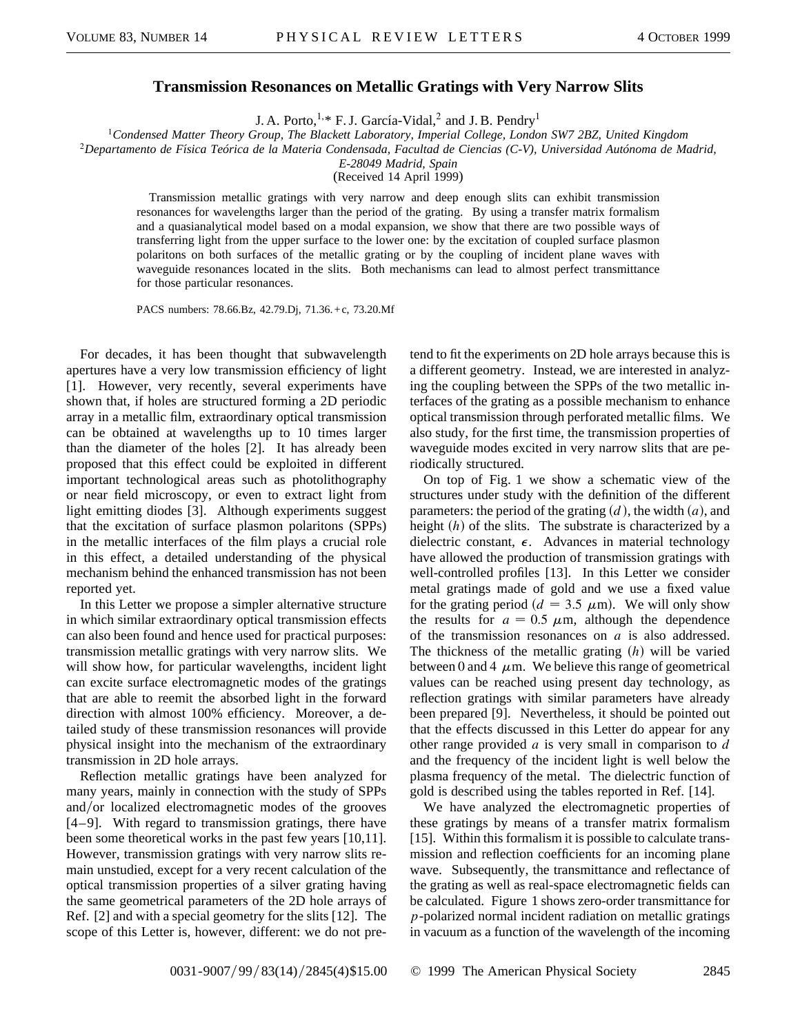# Transmission Resonances on Metallic Gratings with Very Narrow Slits

J. A. Porto,[1,*] F. J. García-Vidal,[2] and J. B. Pendry[1]

[1]*Condensed Matter Theory Group, The Blackett Laboratory, Imperial College, London SW7 2BZ, United Kingdom*
[2]*Departamento de Física Teórica de la Materia Condensada, Facultad de Ciencias (C-V), Universidad Autónoma de Madrid, E-28049 Madrid, Spain*
(Received 14 April 1999)

Transmission metallic gratings with very narrow and deep enough slits can exhibit transmission resonances for wavelengths larger than the period of the grating. By using a transfer matrix formalism and a quasianalytical model based on a modal expansion, we show that there are two possible ways of transferring light from the upper surface to the lower one: by the excitation of coupled surface plasmon polaritons on both surfaces of the metallic grating or by the coupling of incident plane waves with waveguide resonances located in the slits. Both mechanisms can lead to almost perfect transmittance for those particular resonances.

PACS numbers: 78.66.Bz, 42.79.Dj, 71.36.+c, 73.20.Mf

For decades, it has been thought that subwavelength apertures have a very low transmission efficiency of light [1]. However, very recently, several experiments have shown that, if holes are structured forming a 2D periodic array in a metallic film, extraordinary optical transmission can be obtained at wavelengths up to 10 times larger than the diameter of the holes [2]. It has already been proposed that this effect could be exploited in different important technological areas such as photolithography or near field microscopy, or even to extract light from light emitting diodes [3]. Although experiments suggest that the excitation of surface plasmon polaritons (SPPs) in the metallic interfaces of the film plays a crucial role in this effect, a detailed understanding of the physical mechanism behind the enhanced transmission has not been reported yet.

In this Letter we propose a simpler alternative structure in which similar extraordinary optical transmission effects can also been found and hence used for practical purposes: transmission metallic gratings with very narrow slits. We will show how, for particular wavelengths, incident light can excite surface electromagnetic modes of the gratings that are able to reemit the absorbed light in the forward direction with almost 100% efficiency. Moreover, a detailed study of these transmission resonances will provide physical insight into the mechanism of the extraordinary transmission in 2D hole arrays.

Reflection metallic gratings have been analyzed for many years, mainly in connection with the study of SPPs and/or localized electromagnetic modes of the grooves [4–9]. With regard to transmission gratings, there have been some theoretical works in the past few years [10,11]. However, transmission gratings with very narrow slits remain unstudied, except for a very recent calculation of the optical transmission properties of a silver grating having the same geometrical parameters of the 2D hole arrays of Ref. [2] and with a special geometry for the slits [12]. The scope of this Letter is, however, different: we do not pretend to fit the experiments on 2D hole arrays because this is a different geometry. Instead, we are interested in analyzing the coupling between the SPPs of the two metallic interfaces of the grating as a possible mechanism to enhance optical transmission through perforated metallic films. We also study, for the first time, the transmission properties of waveguide modes excited in very narrow slits that are periodically structured.

On top of Fig. 1 we show a schematic view of the structures under study with the definition of the different parameters: the period of the grating ($d$), the width ($a$), and height ($h$) of the slits. The substrate is characterized by a dielectric constant, $\epsilon$. Advances in material technology have allowed the production of transmission gratings with well-controlled profiles [13]. In this Letter we consider metal gratings made of gold and we use a fixed value for the grating period ($d = 3.5\ \mu$m). We will only show the results for $a = 0.5\ \mu$m, although the dependence of the transmission resonances on $a$ is also addressed. The thickness of the metallic grating ($h$) will be varied between 0 and 4 $\mu$m. We believe this range of geometrical values can be reached using present day technology, as reflection gratings with similar parameters have already been prepared [9]. Nevertheless, it should be pointed out that the effects discussed in this Letter do appear for any other range provided $a$ is very small in comparison to $d$ and the frequency of the incident light is well below the plasma frequency of the metal. The dielectric function of gold is described using the tables reported in Ref. [14].

We have analyzed the electromagnetic properties of these gratings by means of a transfer matrix formalism [15]. Within this formalism it is possible to calculate transmission and reflection coefficients for an incoming plane wave. Subsequently, the transmittance and reflectance of the grating as well as real-space electromagnetic fields can be calculated. Figure 1 shows zero-order transmittance for $p$-polarized normal incident radiation on metallic gratings in vacuum as a function of the wavelength of the incoming

0031-9007/99/83(14)/2845(4)$15.00 © 1999 The American Physical Society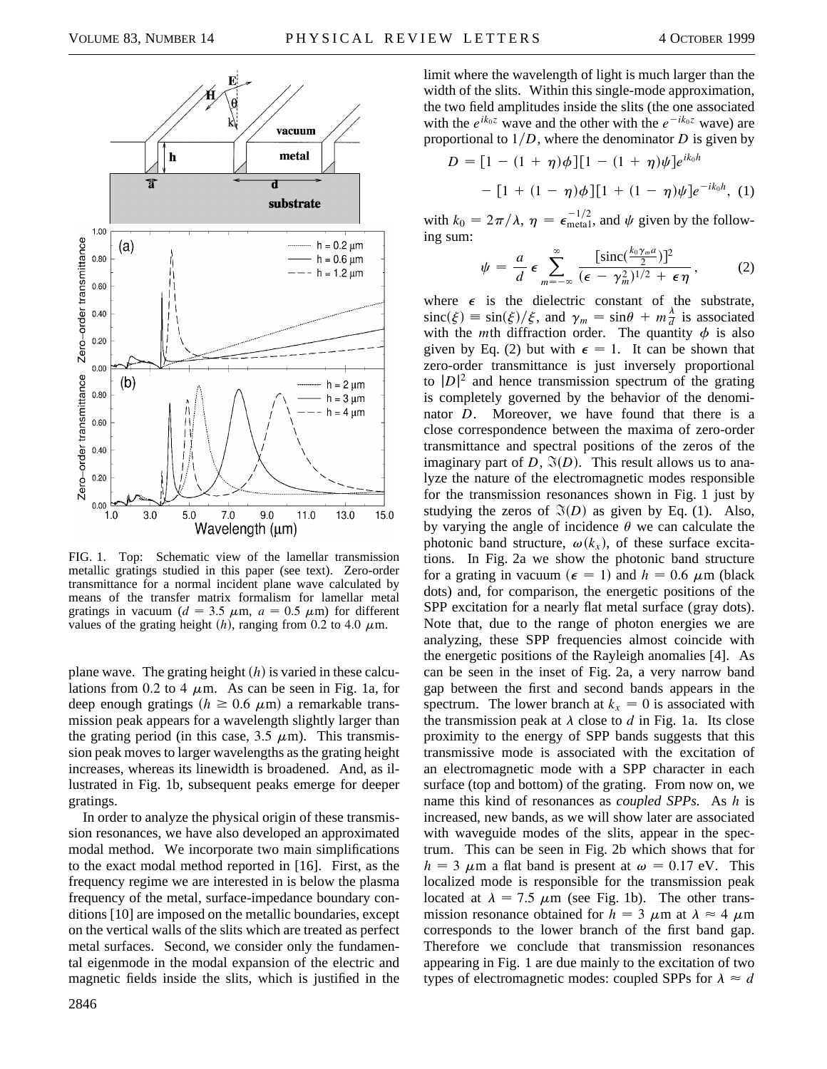FIG. 1. Top: Schematic view of the lamellar transmission metallic gratings studied in this paper (see text). Zero-order transmittance for a normal incident plane wave calculated by means of the transfer matrix formalism for lamellar metal gratings in vacuum ($d = 3.5$ $\mu$m, $a = 0.5$ $\mu$m) for different values of the grating height ($h$), ranging from 0.2 to 4.0 $\mu$m.

plane wave. The grating height ($h$) is varied in these calculations from 0.2 to 4 $\mu$m. As can be seen in Fig. 1a, for deep enough gratings ($h \geq 0.6$ $\mu$m) a remarkable transmission peak appears for a wavelength slightly larger than the grating period (in this case, 3.5 $\mu$m). This transmission peak moves to larger wavelengths as the grating height increases, whereas its linewidth is broadened. And, as illustrated in Fig. 1b, subsequent peaks emerge for deeper gratings.

In order to analyze the physical origin of these transmission resonances, we have also developed an approximated modal method. We incorporate two main simplifications to the exact modal method reported in [16]. First, as the frequency regime we are interested in is below the plasma frequency of the metal, surface-impedance boundary conditions [10] are imposed on the metallic boundaries, except on the vertical walls of the slits which are treated as perfect metal surfaces. Second, we consider only the fundamental eigenmode in the modal expansion of the electric and magnetic fields inside the slits, which is justified in the limit where the wavelength of light is much larger than the width of the slits. Within this single-mode approximation, the two field amplitudes inside the slits (the one associated with the $e^{ik_0 z}$ wave and the other with the $e^{-ik_0 z}$ wave) are proportional to $1/D$, where the denominator $D$ is given by

$$D = [1 - (1 + \eta)\phi][1 - (1 + \eta)\psi]e^{ik_0 h} - [1 + (1 - \eta)\phi][1 + (1 - \eta)\psi]e^{-ik_0 h}, \quad (1)$$

with $k_0 = 2\pi/\lambda$, $\eta = \epsilon_{\text{metal}}^{-1/2}$, and $\psi$ given by the following sum:

$$\psi = \frac{a}{d}\,\epsilon \sum_{m=-\infty}^{\infty} \frac{[\text{sinc}(\frac{k_0 \gamma_m a}{2})]^2}{(\epsilon - \gamma_m^2)^{1/2} + \epsilon\eta}, \quad (2)$$

where $\epsilon$ is the dielectric constant of the substrate, $\text{sinc}(\xi) \equiv \sin(\xi)/\xi$, and $\gamma_m = \sin\theta + m\frac{\lambda}{d}$ is associated with the $m$th diffraction order. The quantity $\phi$ is also given by Eq. (2) but with $\epsilon = 1$. It can be shown that zero-order transmittance is just inversely proportional to $|D|^2$ and hence transmission spectrum of the grating is completely governed by the behavior of the denominator $D$. Moreover, we have found that there is a close correspondence between the maxima of zero-order transmittance and spectral positions of the zeros of the imaginary part of $D$, $\Im(D)$. This result allows us to analyze the nature of the electromagnetic modes responsible for the transmission resonances shown in Fig. 1 just by studying the zeros of $\Im(D)$ as given by Eq. (1). Also, by varying the angle of incidence $\theta$ we can calculate the photonic band structure, $\omega(k_x)$, of these surface excitations. In Fig. 2a we show the photonic band structure for a grating in vacuum ($\epsilon = 1$) and $h = 0.6$ $\mu$m (black dots) and, for comparison, the energetic positions of the SPP excitation for a nearly flat metal surface (gray dots). Note that, due to the range of photon energies we are analyzing, these SPP frequencies almost coincide with the energetic positions of the Rayleigh anomalies [4]. As can be seen in the inset of Fig. 2a, a very narrow band gap between the first and second bands appears in the spectrum. The lower branch at $k_x = 0$ is associated with the transmission peak at $\lambda$ close to $d$ in Fig. 1a. Its close proximity to the energy of SPP bands suggests that this transmissive mode is associated with the excitation of an electromagnetic mode with a SPP character in each surface (top and bottom) of the grating. From now on, we name this kind of resonances as *coupled SPPs.* As $h$ is increased, new bands, as we will show later are associated with waveguide modes of the slits, appear in the spectrum. This can be seen in Fig. 2b which shows that for $h = 3$ $\mu$m a flat band is present at $\omega = 0.17$ eV. This localized mode is responsible for the transmission peak located at $\lambda = 7.5$ $\mu$m (see Fig. 1b). The other transmission resonance obtained for $h = 3$ $\mu$m at $\lambda \approx 4$ $\mu$m corresponds to the lower branch of the first band gap. Therefore we conclude that transmission resonances appearing in Fig. 1 are due mainly to the excitation of two types of electromagnetic modes: coupled SPPs for $\lambda \approx d$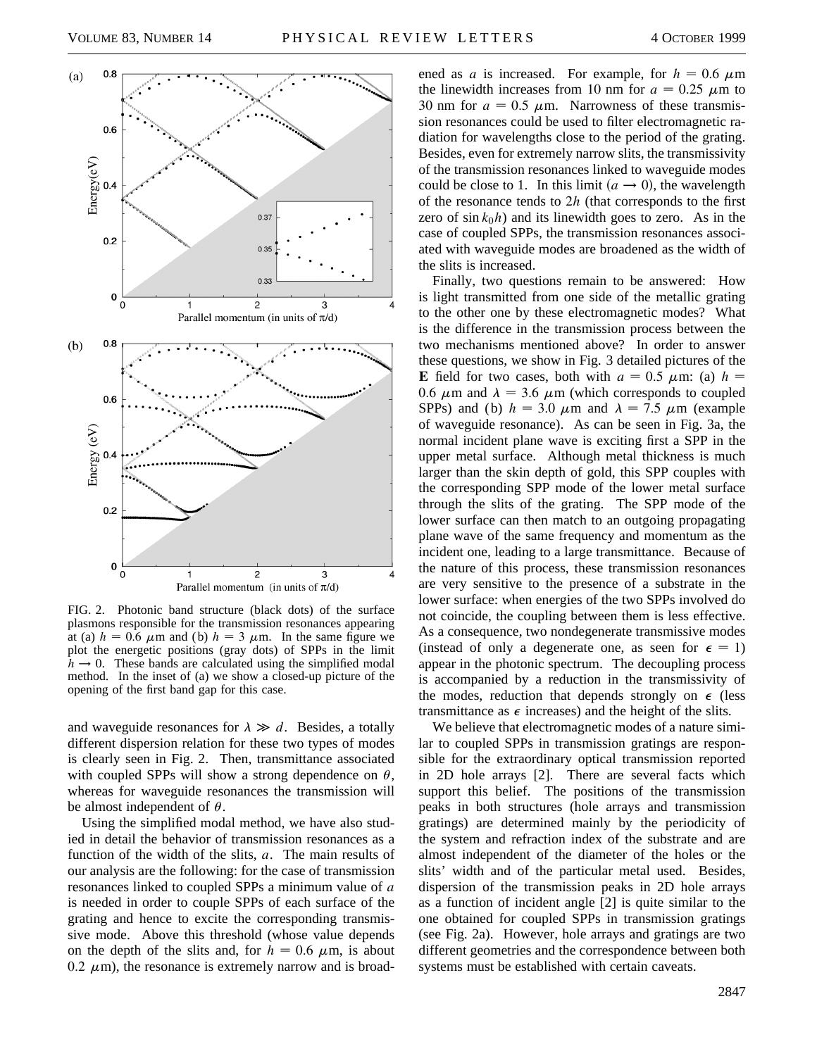FIG. 2. Photonic band structure (black dots) of the surface plasmons responsible for the transmission resonances appearing at (a) $h = 0.6$ $\mu$m and (b) $h = 3$ $\mu$m. In the same figure we plot the energetic positions (gray dots) of SPPs in the limit $h \to 0$. These bands are calculated using the simplified modal method. In the inset of (a) we show a closed-up picture of the opening of the first band gap for this case.

and waveguide resonances for $\lambda \gg d$. Besides, a totally different dispersion relation for these two types of modes is clearly seen in Fig. 2. Then, transmittance associated with coupled SPPs will show a strong dependence on $\theta$, whereas for waveguide resonances the transmission will be almost independent of $\theta$.

Using the simplified modal method, we have also studied in detail the behavior of transmission resonances as a function of the width of the slits, $a$. The main results of our analysis are the following: for the case of transmission resonances linked to coupled SPPs a minimum value of $a$ is needed in order to couple SPPs of each surface of the grating and hence to excite the corresponding transmissive mode. Above this threshold (whose value depends on the depth of the slits and, for $h = 0.6$ $\mu$m, is about 0.2 $\mu$m), the resonance is extremely narrow and is broadened as $a$ is increased. For example, for $h = 0.6$ $\mu$m the linewidth increases from 10 nm for $a = 0.25$ $\mu$m to 30 nm for $a = 0.5$ $\mu$m. Narrowness of these transmission resonances could be used to filter electromagnetic radiation for wavelengths close to the period of the grating. Besides, even for extremely narrow slits, the transmissivity of the transmission resonances linked to waveguide modes could be close to 1. In this limit ($a \to 0$), the wavelength of the resonance tends to $2h$ (that corresponds to the first zero of $\sin k_0 h$) and its linewidth goes to zero. As in the case of coupled SPPs, the transmission resonances associated with waveguide modes are broadened as the width of the slits is increased.

Finally, two questions remain to be answered: How is light transmitted from one side of the metallic grating to the other one by these electromagnetic modes? What is the difference in the transmission process between the two mechanisms mentioned above? In order to answer these questions, we show in Fig. 3 detailed pictures of the **E** field for two cases, both with $a = 0.5$ $\mu$m: (a) $h = 0.6$ $\mu$m and $\lambda = 3.6$ $\mu$m (which corresponds to coupled SPPs) and (b) $h = 3.0$ $\mu$m and $\lambda = 7.5$ $\mu$m (example of waveguide resonance). As can be seen in Fig. 3a, the normal incident plane wave is exciting first a SPP in the upper metal surface. Although metal thickness is much larger than the skin depth of gold, this SPP couples with the corresponding SPP mode of the lower metal surface through the slits of the grating. The SPP mode of the lower surface can then match to an outgoing propagating plane wave of the same frequency and momentum as the incident one, leading to a large transmittance. Because of the nature of this process, these transmission resonances are very sensitive to the presence of a substrate in the lower surface: when energies of the two SPPs involved do not coincide, the coupling between them is less effective. As a consequence, two nondegenerate transmissive modes (instead of only a degenerate one, as seen for $\epsilon = 1$) appear in the photonic spectrum. The decoupling process is accompanied by a reduction in the transmissivity of the modes, reduction that depends strongly on $\epsilon$ (less transmittance as $\epsilon$ increases) and the height of the slits.

We believe that electromagnetic modes of a nature similar to coupled SPPs in transmission gratings are responsible for the extraordinary optical transmission reported in 2D hole arrays [2]. There are several facts which support this belief. The positions of the transmission peaks in both structures (hole arrays and transmission gratings) are determined mainly by the periodicity of the system and refraction index of the substrate and are almost independent of the diameter of the holes or the slits' width and of the particular metal used. Besides, dispersion of the transmission peaks in 2D hole arrays as a function of incident angle [2] is quite similar to the one obtained for coupled SPPs in transmission gratings (see Fig. 2a). However, hole arrays and gratings are two different geometries and the correspondence between both systems must be established with certain caveats.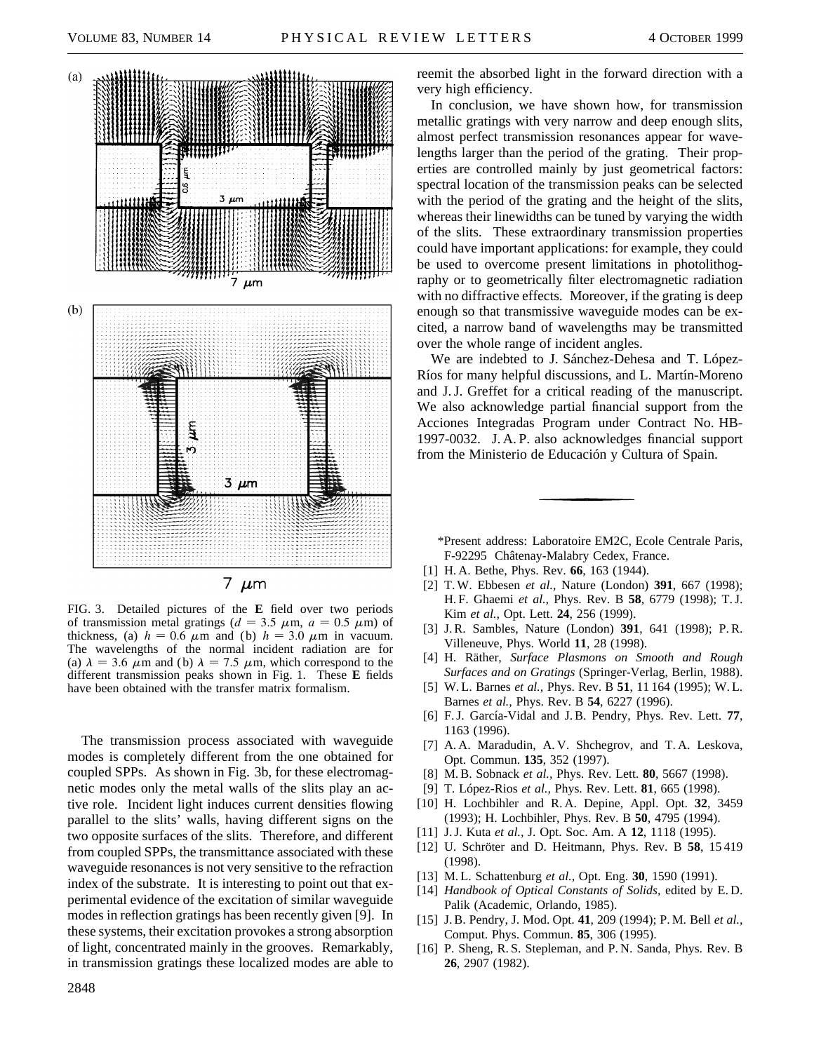(a)

0.6 μm

3 μm

7 μm

(b)

3 μm

3 μm

7 μm

FIG. 3. Detailed pictures of the **E** field over two periods of transmission metal gratings ($d = 3.5$ μm, $a = 0.5$ μm) of thickness, (a) $h = 0.6$ μm and (b) $h = 3.0$ μm in vacuum. The wavelengths of the normal incident radiation are for (a) $\lambda = 3.6$ μm and (b) $\lambda = 7.5$ μm, which correspond to the different transmission peaks shown in Fig. 1. These **E** fields have been obtained with the transfer matrix formalism.

The transmission process associated with waveguide modes is completely different from the one obtained for coupled SPPs. As shown in Fig. 3b, for these electromagnetic modes only the metal walls of the slits play an active role. Incident light induces current densities flowing parallel to the slits' walls, having different signs on the two opposite surfaces of the slits. Therefore, and different from coupled SPPs, the transmittance associated with these waveguide resonances is not very sensitive to the refraction index of the substrate. It is interesting to point out that experimental evidence of the excitation of similar waveguide modes in reflection gratings has been recently given [9]. In these systems, their excitation provokes a strong absorption of light, concentrated mainly in the grooves. Remarkably, in transmission gratings these localized modes are able to reemit the absorbed light in the forward direction with a very high efficiency.

In conclusion, we have shown how, for transmission metallic gratings with very narrow and deep enough slits, almost perfect transmission resonances appear for wavelengths larger than the period of the grating. Their properties are controlled mainly by just geometrical factors: spectral location of the transmission peaks can be selected with the period of the grating and the height of the slits, whereas their linewidths can be tuned by varying the width of the slits. These extraordinary transmission properties could have important applications: for example, they could be used to overcome present limitations in photolithography or to geometrically filter electromagnetic radiation with no diffractive effects. Moreover, if the grating is deep enough so that transmissive waveguide modes can be excited, a narrow band of wavelengths may be transmitted over the whole range of incident angles.

We are indebted to J. Sánchez-Dehesa and T. López-Ríos for many helpful discussions, and L. Martín-Moreno and J. J. Greffet for a critical reading of the manuscript. We also acknowledge partial financial support from the Acciones Integradas Program under Contract No. HB-1997-0032. J. A. P. also acknowledges financial support from the Ministerio de Educación y Cultura of Spain.

---

*Present address: Laboratoire EM2C, Ecole Centrale Paris, F-92295 Châtenay-Malabry Cedex, France.

[1] H. A. Bethe, Phys. Rev. **66**, 163 (1944).

[2] T. W. Ebbesen *et al.*, Nature (London) **391**, 667 (1998); H. F. Ghaemi *et al.*, Phys. Rev. B **58**, 6779 (1998); T. J. Kim *et al.*, Opt. Lett. **24**, 256 (1999).

[3] J. R. Sambles, Nature (London) **391**, 641 (1998); P. R. Villeneuve, Phys. World **11**, 28 (1998).

[4] H. Räther, *Surface Plasmons on Smooth and Rough Surfaces and on Gratings* (Springer-Verlag, Berlin, 1988).

[5] W. L. Barnes *et al.*, Phys. Rev. B **51**, 11 164 (1995); W. L. Barnes *et al.*, Phys. Rev. B **54**, 6227 (1996).

[6] F. J. García-Vidal and J. B. Pendry, Phys. Rev. Lett. **77**, 1163 (1996).

[7] A. A. Maradudin, A. V. Shchegrov, and T. A. Leskova, Opt. Commun. **135**, 352 (1997).

[8] M. B. Sobnack *et al.*, Phys. Rev. Lett. **80**, 5667 (1998).

[9] T. López-Rios *et al.*, Phys. Rev. Lett. **81**, 665 (1998).

[10] H. Lochbihler and R. A. Depine, Appl. Opt. **32**, 3459 (1993); H. Lochbihler, Phys. Rev. B **50**, 4795 (1994).

[11] J. J. Kuta *et al.*, J. Opt. Soc. Am. A **12**, 1118 (1995).

[12] U. Schröter and D. Heitmann, Phys. Rev. B **58**, 15 419 (1998).

[13] M. L. Schattenburg *et al.*, Opt. Eng. **30**, 1590 (1991).

[14] *Handbook of Optical Constants of Solids*, edited by E. D. Palik (Academic, Orlando, 1985).

[15] J. B. Pendry, J. Mod. Opt. **41**, 209 (1994); P. M. Bell *et al.*, Comput. Phys. Commun. **85**, 306 (1995).

[16] P. Sheng, R. S. Stepleman, and P. N. Sanda, Phys. Rev. B **26**, 2907 (1982).